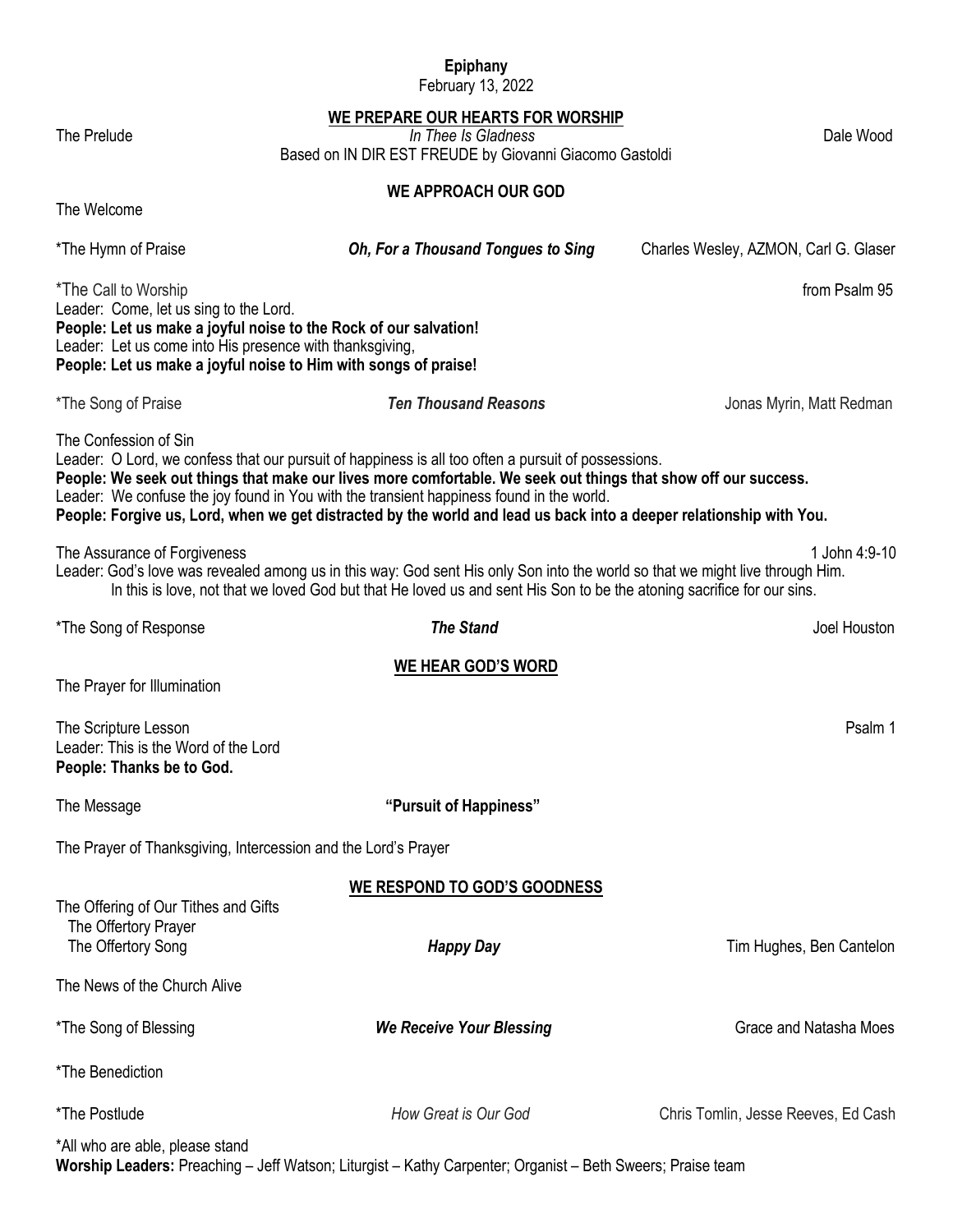**Epiphany**
February 13, 2022

## WE PREPARE OUR HEARTS FOR WORSHIP

The Prelude — *In Thee Is Gladness* — Dale Wood
Based on IN DIR EST FREUDE by Giovanni Giacomo Gastoldi

## WE APPROACH OUR GOD

The Welcome

*The Hymn of Praise — ***Oh, For a Thousand Tongues to Sing*** — Charles Wesley, AZMON, Carl G. Glaser

*The Call to Worship — from Psalm 95
Leader: Come, let us sing to the Lord.
**People: Let us make a joyful noise to the Rock of our salvation!**
Leader: Let us come into His presence with thanksgiving,
**People: Let us make a joyful noise to Him with songs of praise!**

*The Song of Praise — ***Ten Thousand Reasons*** — Jonas Myrin, Matt Redman

The Confession of Sin
Leader: O Lord, we confess that our pursuit of happiness is all too often a pursuit of possessions.
**People: We seek out things that make our lives more comfortable. We seek out things that show off our success.**
Leader: We confuse the joy found in You with the transient happiness found in the world.
**People: Forgive us, Lord, when we get distracted by the world and lead us back into a deeper relationship with You.**

The Assurance of Forgiveness — 1 John 4:9-10
Leader: God's love was revealed among us in this way: God sent His only Son into the world so that we might live through Him. In this is love, not that we loved God but that He loved us and sent His Son to be the atoning sacrifice for our sins.

*The Song of Response — ***The Stand*** — Joel Houston

## WE HEAR GOD'S WORD

The Prayer for Illumination

The Scripture Lesson — Psalm 1
Leader: This is the Word of the Lord
**People: Thanks be to God.**

The Message — **"Pursuit of Happiness"**

The Prayer of Thanksgiving, Intercession and the Lord's Prayer

## WE RESPOND TO GOD'S GOODNESS

The Offering of Our Tithes and Gifts
The Offertory Prayer
The Offertory Song — ***Happy Day*** — Tim Hughes, Ben Cantelon

The News of the Church Alive

*The Song of Blessing — ***We Receive Your Blessing*** — Grace and Natasha Moes

*The Benediction

*The Postlude — *How Great is Our God* — Chris Tomlin, Jesse Reeves, Ed Cash

*All who are able, please stand
**Worship Leaders:** Preaching – Jeff Watson; Liturgist – Kathy Carpenter; Organist – Beth Sweers; Praise team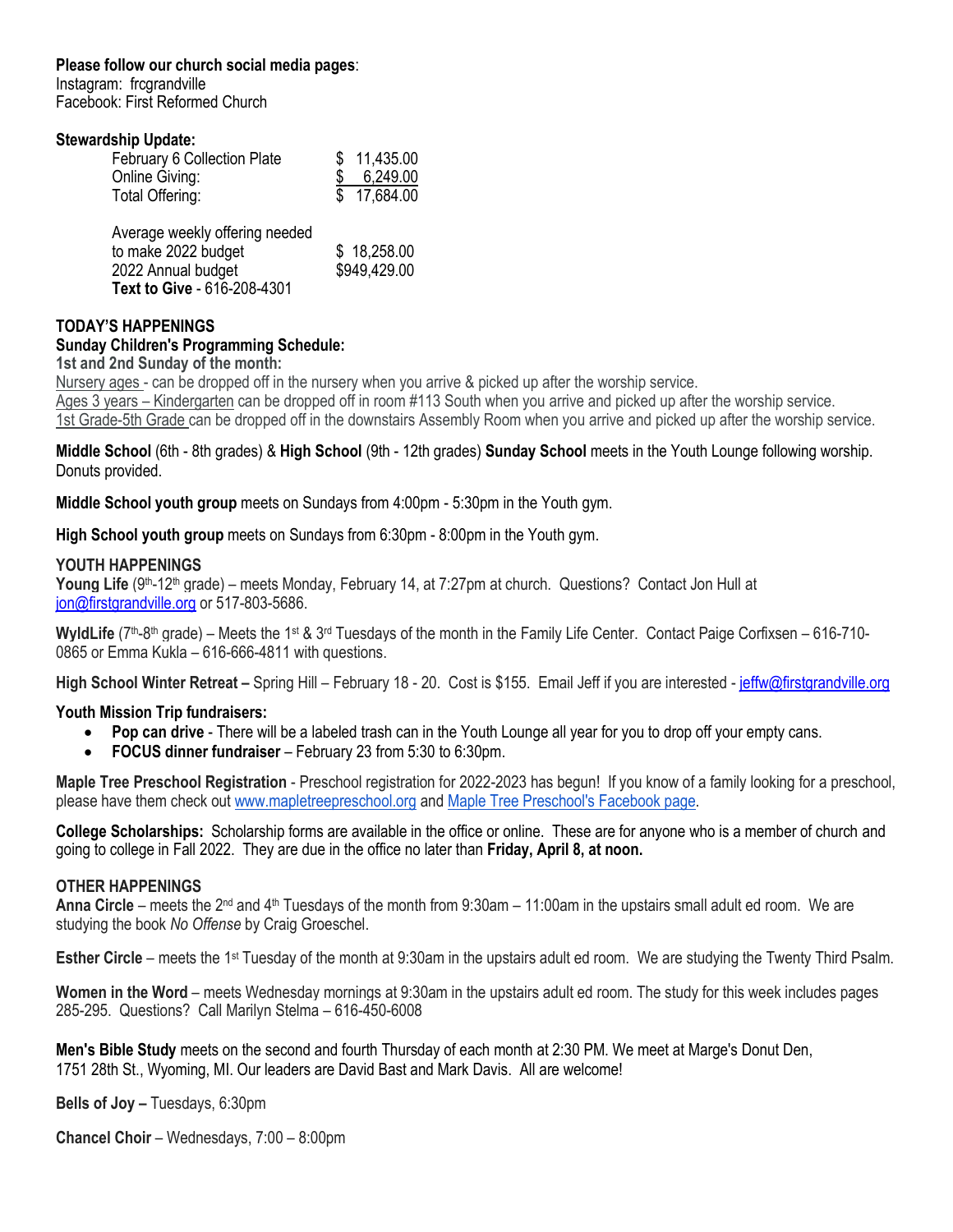**Please follow our church social media pages**:
Instagram: frcgrandville
Facebook: First Reformed Church

**Stewardship Update:**

| | |
|---|---|
| February 6 Collection Plate | $ 11,435.00 |
| Online Giving: | $ 6,249.00 |
| Total Offering: | $ 17,684.00 |
| | |
| Average weekly offering needed to make 2022 budget | $ 18,258.00 |
| 2022 Annual budget | $949,429.00 |

**Text to Give** - 616-208-4301

## TODAY'S HAPPENINGS

### Sunday Children's Programming Schedule:

**1st and 2nd Sunday of the month:**

Nursery ages - can be dropped off in the nursery when you arrive & picked up after the worship service.
Ages 3 years – Kindergarten can be dropped off in room #113 South when you arrive and picked up after the worship service.
1st Grade-5th Grade can be dropped off in the downstairs Assembly Room when you arrive and picked up after the worship service.

**Middle School** (6th - 8th grades) & **High School** (9th - 12th grades) **Sunday School** meets in the Youth Lounge following worship. Donuts provided.

**Middle School youth group** meets on Sundays from 4:00pm - 5:30pm in the Youth gym.

**High School youth group** meets on Sundays from 6:30pm - 8:00pm in the Youth gym.

## YOUTH HAPPENINGS

**Young Life** (9th-12th grade) – meets Monday, February 14, at 7:27pm at church. Questions? Contact Jon Hull at jon@firstgrandville.org or 517-803-5686.

**WyldLife** (7th-8th grade) – Meets the 1st & 3rd Tuesdays of the month in the Family Life Center. Contact Paige Corfixsen – 616-710-0865 or Emma Kukla – 616-666-4811 with questions.

**High School Winter Retreat –** Spring Hill – February 18 - 20. Cost is $155. Email Jeff if you are interested - jeffw@firstgrandville.org

**Youth Mission Trip fundraisers:**

- **Pop can drive** - There will be a labeled trash can in the Youth Lounge all year for you to drop off your empty cans.
- **FOCUS dinner fundraiser** – February 23 from 5:30 to 6:30pm.

**Maple Tree Preschool Registration** - Preschool registration for 2022-2023 has begun! If you know of a family looking for a preschool, please have them check out www.mapletreepreschool.org and Maple Tree Preschool's Facebook page.

**College Scholarships:** Scholarship forms are available in the office or online. These are for anyone who is a member of church and going to college in Fall 2022. They are due in the office no later than **Friday, April 8, at noon.**

## OTHER HAPPENINGS

**Anna Circle** – meets the 2nd and 4th Tuesdays of the month from 9:30am – 11:00am in the upstairs small adult ed room. We are studying the book *No Offense* by Craig Groeschel.

**Esther Circle** – meets the 1st Tuesday of the month at 9:30am in the upstairs adult ed room. We are studying the Twenty Third Psalm.

**Women in the Word** – meets Wednesday mornings at 9:30am in the upstairs adult ed room. The study for this week includes pages 285-295. Questions? Call Marilyn Stelma – 616-450-6008

**Men's Bible Study** meets on the second and fourth Thursday of each month at 2:30 PM. We meet at Marge's Donut Den, 1751 28th St., Wyoming, MI. Our leaders are David Bast and Mark Davis. All are welcome!

**Bells of Joy –** Tuesdays, 6:30pm

**Chancel Choir** – Wednesdays, 7:00 – 8:00pm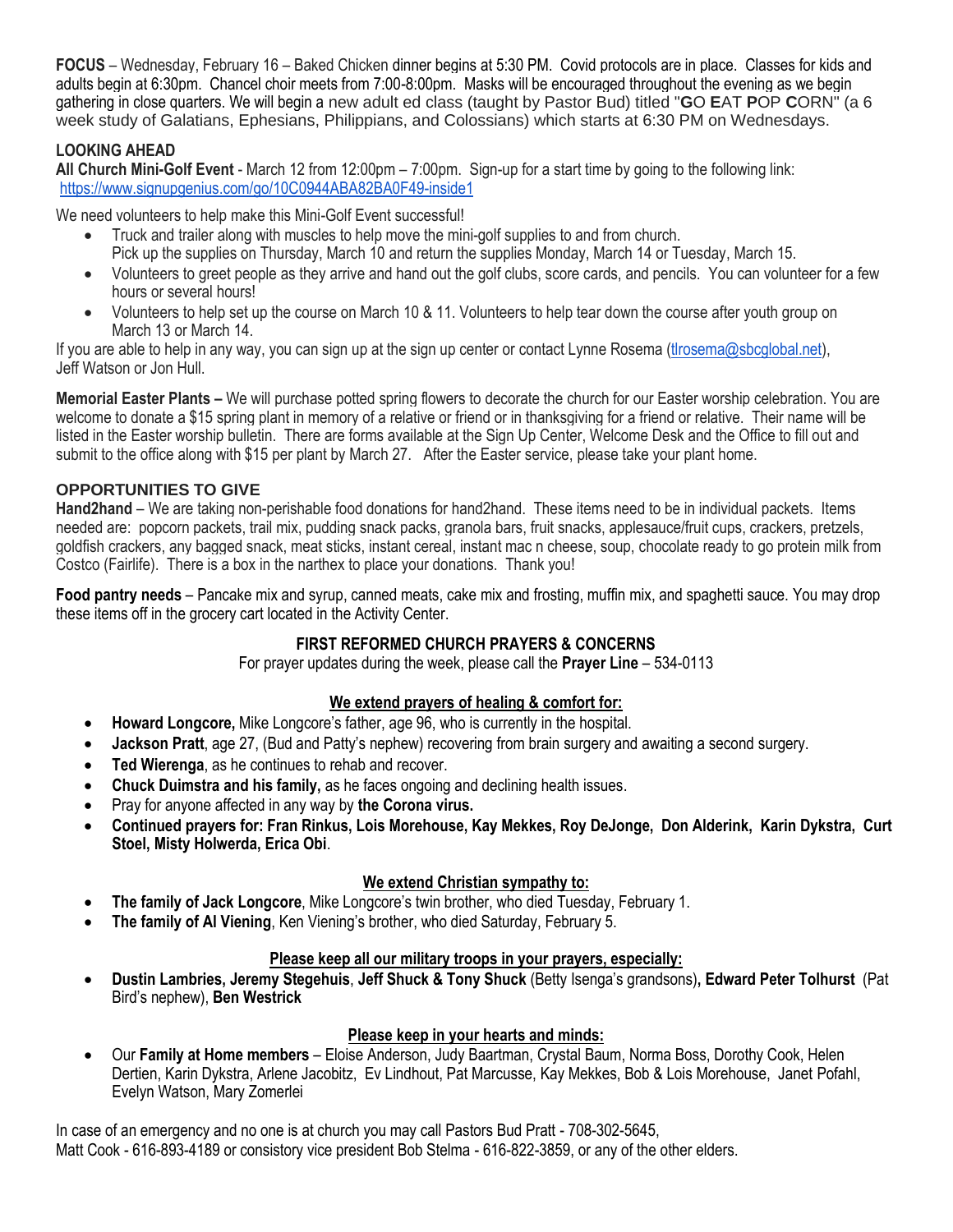**FOCUS** – Wednesday, February 16 – Baked Chicken dinner begins at 5:30 PM. Covid protocols are in place. Classes for kids and adults begin at 6:30pm. Chancel choir meets from 7:00-8:00pm. Masks will be encouraged throughout the evening as we begin gathering in close quarters. We will begin a new adult ed class (taught by Pastor Bud) titled "**G**O **E**AT **P**OP **C**ORN" (a 6 week study of Galatians, Ephesians, Philippians, and Colossians) which starts at 6:30 PM on Wednesdays.

**LOOKING AHEAD**

**All Church Mini-Golf Event** - March 12 from 12:00pm – 7:00pm. Sign-up for a start time by going to the following link: https://www.signupgenius.com/go/10C0944ABA82BA0F49-inside1

We need volunteers to help make this Mini-Golf Event successful!

- Truck and trailer along with muscles to help move the mini-golf supplies to and from church. Pick up the supplies on Thursday, March 10 and return the supplies Monday, March 14 or Tuesday, March 15.
- Volunteers to greet people as they arrive and hand out the golf clubs, score cards, and pencils. You can volunteer for a few hours or several hours!
- Volunteers to help set up the course on March 10 & 11. Volunteers to help tear down the course after youth group on March 13 or March 14.

If you are able to help in any way, you can sign up at the sign up center or contact Lynne Rosema (tlrosema@sbcglobal.net), Jeff Watson or Jon Hull.

**Memorial Easter Plants –** We will purchase potted spring flowers to decorate the church for our Easter worship celebration. You are welcome to donate a $15 spring plant in memory of a relative or friend or in thanksgiving for a friend or relative. Their name will be listed in the Easter worship bulletin. There are forms available at the Sign Up Center, Welcome Desk and the Office to fill out and submit to the office along with $15 per plant by March 27. After the Easter service, please take your plant home.

**OPPORTUNITIES TO GIVE**

**Hand2hand** – We are taking non-perishable food donations for hand2hand. These items need to be in individual packets. Items needed are: popcorn packets, trail mix, pudding snack packs, granola bars, fruit snacks, applesauce/fruit cups, crackers, pretzels, goldfish crackers, any bagged snack, meat sticks, instant cereal, instant mac n cheese, soup, chocolate ready to go protein milk from Costco (Fairlife). There is a box in the narthex to place your donations. Thank you!

**Food pantry needs** – Pancake mix and syrup, canned meats, cake mix and frosting, muffin mix, and spaghetti sauce. You may drop these items off in the grocery cart located in the Activity Center.

## FIRST REFORMED CHURCH PRAYERS & CONCERNS

For prayer updates during the week, please call the **Prayer Line** – 534-0113

**We extend prayers of healing & comfort for:**

- **Howard Longcore,** Mike Longcore's father, age 96, who is currently in the hospital.
- **Jackson Pratt**, age 27, (Bud and Patty's nephew) recovering from brain surgery and awaiting a second surgery.
- **Ted Wierenga**, as he continues to rehab and recover.
- **Chuck Duimstra and his family,** as he faces ongoing and declining health issues.
- Pray for anyone affected in any way by **the Corona virus.**
- **Continued prayers for: Fran Rinkus, Lois Morehouse, Kay Mekkes, Roy DeJonge, Don Alderink, Karin Dykstra, Curt Stoel, Misty Holwerda, Erica Obi**.

**We extend Christian sympathy to:**

- **The family of Jack Longcore**, Mike Longcore's twin brother, who died Tuesday, February 1.
- **The family of Al Viening**, Ken Viening's brother, who died Saturday, February 5.

**Please keep all our military troops in your prayers, especially:**

- **Dustin Lambries, Jeremy Stegehuis**, **Jeff Shuck & Tony Shuck** (Betty Isenga's grandsons)**, Edward Peter Tolhurst** (Pat Bird's nephew), **Ben Westrick**

**Please keep in your hearts and minds:**

- Our **Family at Home members** – Eloise Anderson, Judy Baartman, Crystal Baum, Norma Boss, Dorothy Cook, Helen Dertien, Karin Dykstra, Arlene Jacobitz, Ev Lindhout, Pat Marcusse, Kay Mekkes, Bob & Lois Morehouse, Janet Pofahl, Evelyn Watson, Mary Zomerlei

In case of an emergency and no one is at church you may call Pastors Bud Pratt - 708-302-5645, Matt Cook - 616-893-4189 or consistory vice president Bob Stelma - 616-822-3859, or any of the other elders.